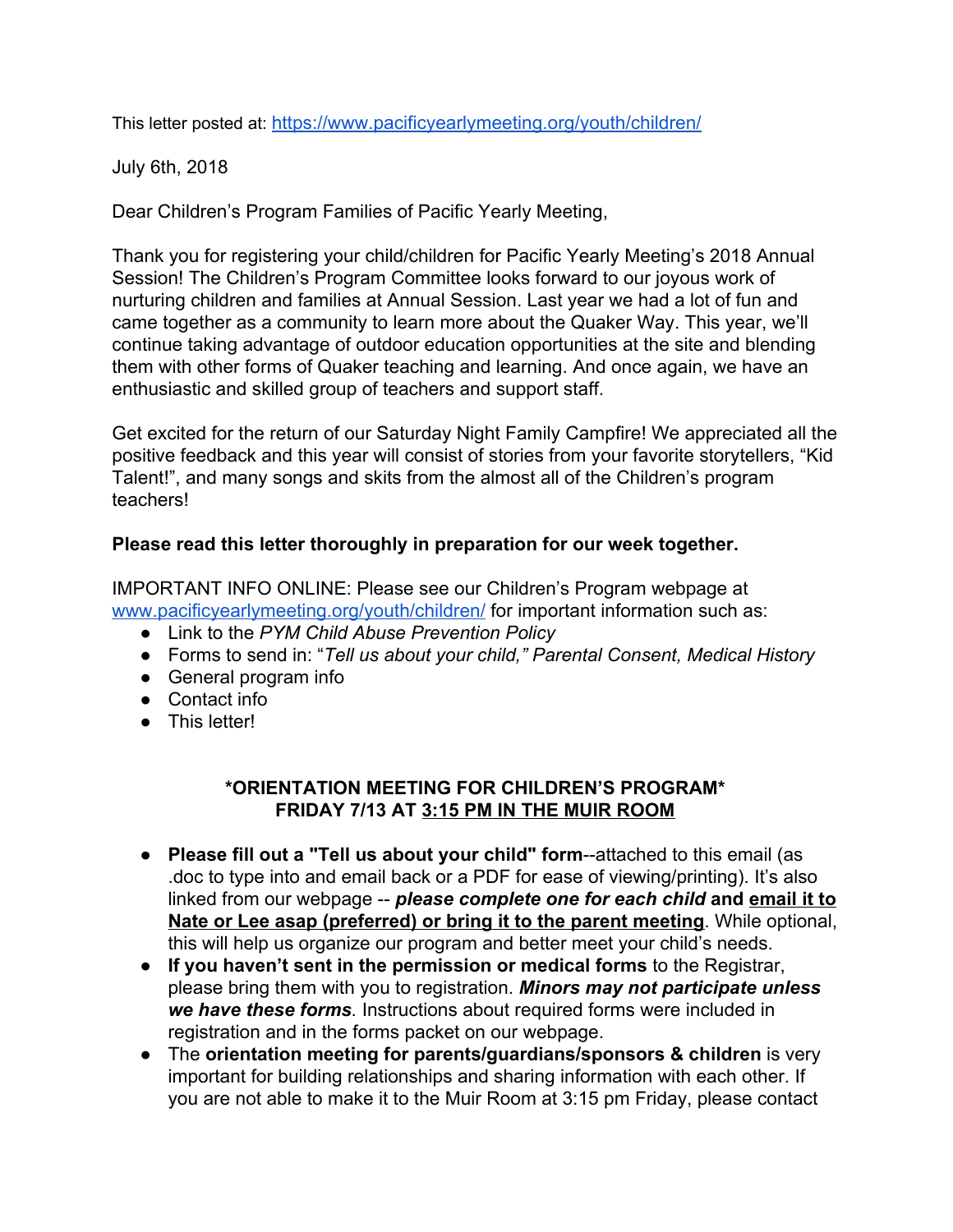This letter posted at: [https://www.pacificyearlymeeting.org/youth/children/](https://www.pacificyearlymeeting.org/youth/children/)

July 6th, 2018

Dear Children's Program Families of Pacific Yearly Meeting,

Thank you for registering your child/children for Pacific Yearly Meeting's 2018 Annual Session! The Children's Program Committee looks forward to our joyous work of nurturing children and families at Annual Session. Last year we had a lot of fun and came together as a community to learn more about the Quaker Way. This year, we'll continue taking advantage of outdoor education opportunities at the site and blending them with other forms of Quaker teaching and learning. And once again, we have an enthusiastic and skilled group of teachers and support staff.

Get excited for the return of our Saturday Night Family Campfire! We appreciated all the positive feedback and this year will consist of stories from your favorite storytellers, "Kid Talent!", and many songs and skits from the almost all of the Children's program teachers!

**Please read this letter thoroughly in preparation for our week together.**

IMPORTANT INFO ONLINE: Please see our Children's Program webpage at [www.pacificyearlymeeting.org/youth/children/](www.pacificyearlymeeting.org/youth/children/) for important information such as:

- Link to the *PYM Child Abuse Prevention Policy*
- Forms to send in: "*Tell us about your child," Parental Consent, Medical History*
- General program info
- Contact info
- This letter!

**\*ORIENTATION MEETING FOR CHILDREN'S PROGRAM\***
**FRIDAY 7/13 AT <u>3:15 PM IN THE MUIR ROOM</u>**

- **Please fill out a "Tell us about your child" form**--attached to this email (as .doc to type into and email back or a PDF for ease of viewing/printing). It's also linked from our webpage -- ***please complete one for each child*** **and <u>email it to Nate or Lee asap (preferred) or bring it to the parent meeting</u>**. While optional, this will help us organize our program and better meet your child's needs.
- **If you haven't sent in the permission or medical forms** to the Registrar, please bring them with you to registration. ***Minors may not participate unless we have these forms***. Instructions about required forms were included in registration and in the forms packet on our webpage.
- The **orientation meeting for parents/guardians/sponsors & children** is very important for building relationships and sharing information with each other. If you are not able to make it to the Muir Room at 3:15 pm Friday, please contact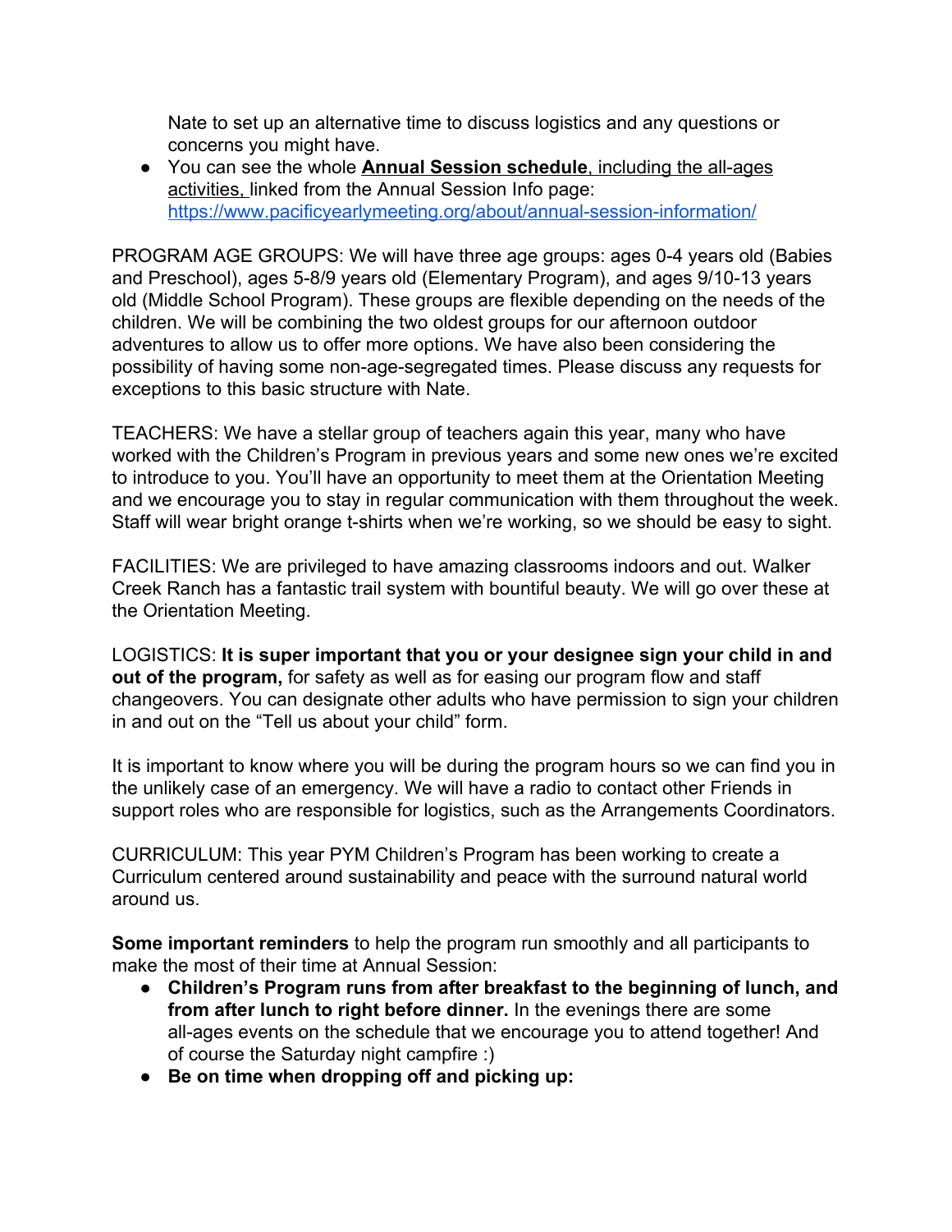Nate to set up an alternative time to discuss logistics and any questions or concerns you might have.

- You can see the whole **Annual Session schedule**, including the all-ages activities, linked from the Annual Session Info page: https://www.pacificyearlymeeting.org/about/annual-session-information/

PROGRAM AGE GROUPS: We will have three age groups: ages 0-4 years old (Babies and Preschool), ages 5-8/9 years old (Elementary Program), and ages 9/10-13 years old (Middle School Program). These groups are flexible depending on the needs of the children. We will be combining the two oldest groups for our afternoon outdoor adventures to allow us to offer more options. We have also been considering the possibility of having some non-age-segregated times. Please discuss any requests for exceptions to this basic structure with Nate.

TEACHERS: We have a stellar group of teachers again this year, many who have worked with the Children's Program in previous years and some new ones we're excited to introduce to you. You'll have an opportunity to meet them at the Orientation Meeting and we encourage you to stay in regular communication with them throughout the week. Staff will wear bright orange t-shirts when we're working, so we should be easy to sight.

FACILITIES: We are privileged to have amazing classrooms indoors and out. Walker Creek Ranch has a fantastic trail system with bountiful beauty. We will go over these at the Orientation Meeting.

LOGISTICS: **It is super important that you or your designee sign your child in and out of the program,** for safety as well as for easing our program flow and staff changeovers. You can designate other adults who have permission to sign your children in and out on the "Tell us about your child" form.

It is important to know where you will be during the program hours so we can find you in the unlikely case of an emergency. We will have a radio to contact other Friends in support roles who are responsible for logistics, such as the Arrangements Coordinators.

CURRICULUM: This year PYM Children's Program has been working to create a Curriculum centered around sustainability and peace with the surround natural world around us.

**Some important reminders** to help the program run smoothly and all participants to make the most of their time at Annual Session:

- **Children's Program runs from after breakfast to the beginning of lunch, and from after lunch to right before dinner.** In the evenings there are some all-ages events on the schedule that we encourage you to attend together! And of course the Saturday night campfire :)
- **Be on time when dropping off and picking up:**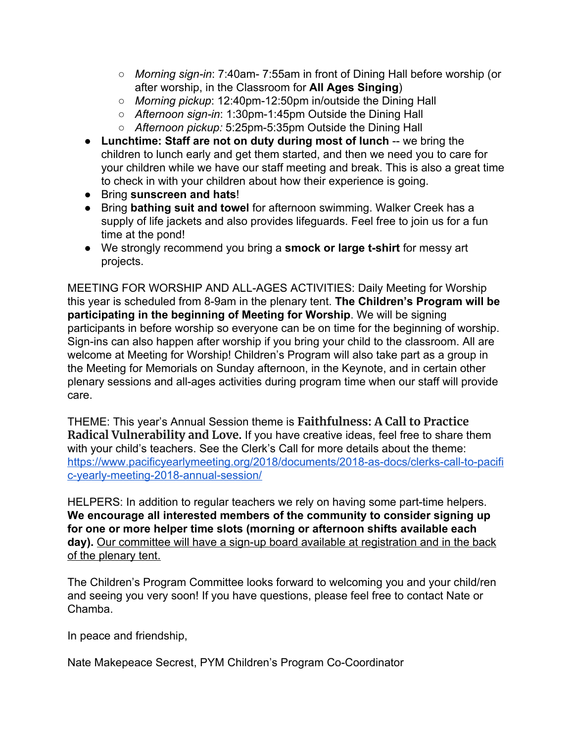- *Morning sign-in*: 7:40am- 7:55am in front of Dining Hall before worship (or after worship, in the Classroom for **All Ages Singing**)
    - *Morning pickup*: 12:40pm-12:50pm in/outside the Dining Hall
    - *Afternoon sign-in*: 1:30pm-1:45pm Outside the Dining Hall
    - *Afternoon pickup:* 5:25pm-5:35pm Outside the Dining Hall
- **Lunchtime: Staff are not on duty during most of lunch** -- we bring the children to lunch early and get them started, and then we need you to care for your children while we have our staff meeting and break. This is also a great time to check in with your children about how their experience is going.
- Bring **sunscreen and hats**!
- Bring **bathing suit and towel** for afternoon swimming. Walker Creek has a supply of life jackets and also provides lifeguards. Feel free to join us for a fun time at the pond!
- We strongly recommend you bring a **smock or large t-shirt** for messy art projects.

MEETING FOR WORSHIP AND ALL-AGES ACTIVITIES: Daily Meeting for Worship this year is scheduled from 8-9am in the plenary tent. **The Children's Program will be participating in the beginning of Meeting for Worship**. We will be signing participants in before worship so everyone can be on time for the beginning of worship. Sign-ins can also happen after worship if you bring your child to the classroom. All are welcome at Meeting for Worship! Children's Program will also take part as a group in the Meeting for Memorials on Sunday afternoon, in the Keynote, and in certain other plenary sessions and all-ages activities during program time when our staff will provide care.

THEME: This year's Annual Session theme is **Faithfulness: A Call to Practice Radical Vulnerability and Love.** If you have creative ideas, feel free to share them with your child's teachers. See the Clerk's Call for more details about the theme: [https://www.pacificyearlymeeting.org/2018/documents/2018-as-docs/clerks-call-to-pacific-yearly-meeting-2018-annual-session/](https://www.pacificyearlymeeting.org/2018/documents/2018-as-docs/clerks-call-to-pacific-yearly-meeting-2018-annual-session/)

HELPERS: In addition to regular teachers we rely on having some part-time helpers. **We encourage all interested members of the community to consider signing up for one or more helper time slots (morning or afternoon shifts available each day).** Our committee will have a sign-up board available at registration and in the back of the plenary tent.

The Children's Program Committee looks forward to welcoming you and your child/ren and seeing you very soon! If you have questions, please feel free to contact Nate or Chamba.

In peace and friendship,

Nate Makepeace Secrest, PYM Children's Program Co-Coordinator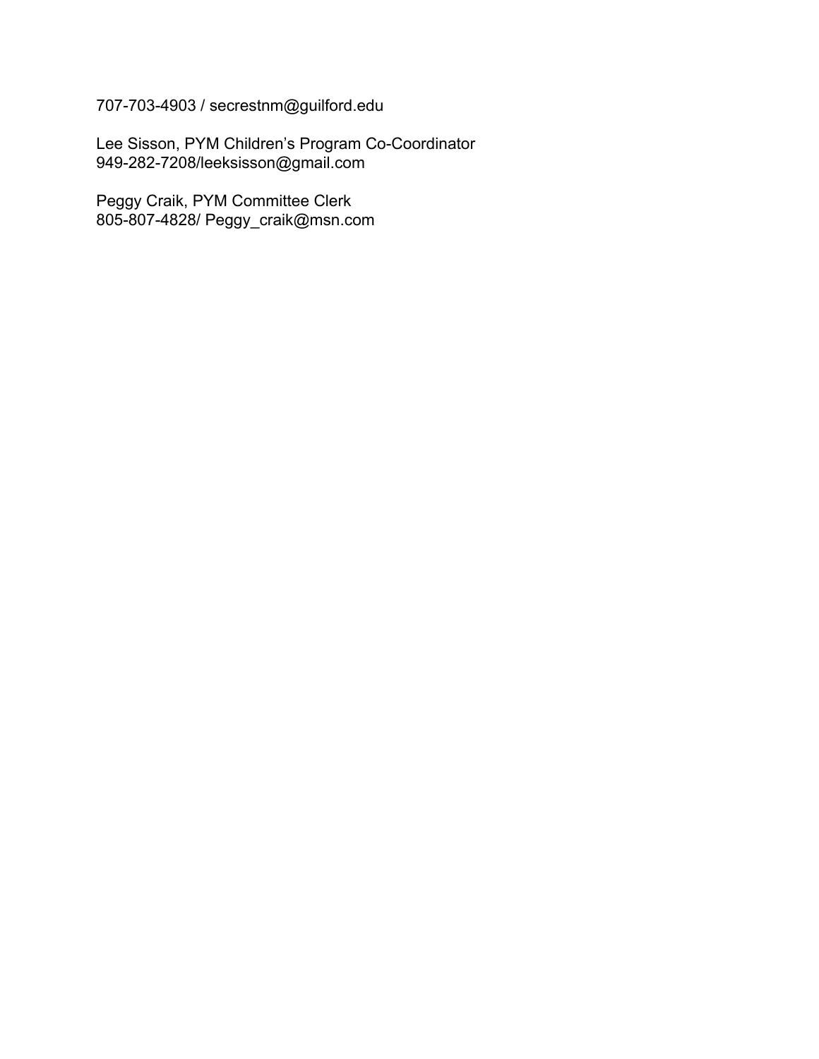707-703-4903 / secrestnm@guilford.edu

Lee Sisson, PYM Children's Program Co-Coordinator
949-282-7208/leeksisson@gmail.com

Peggy Craik, PYM Committee Clerk
805-807-4828/ Peggy_craik@msn.com